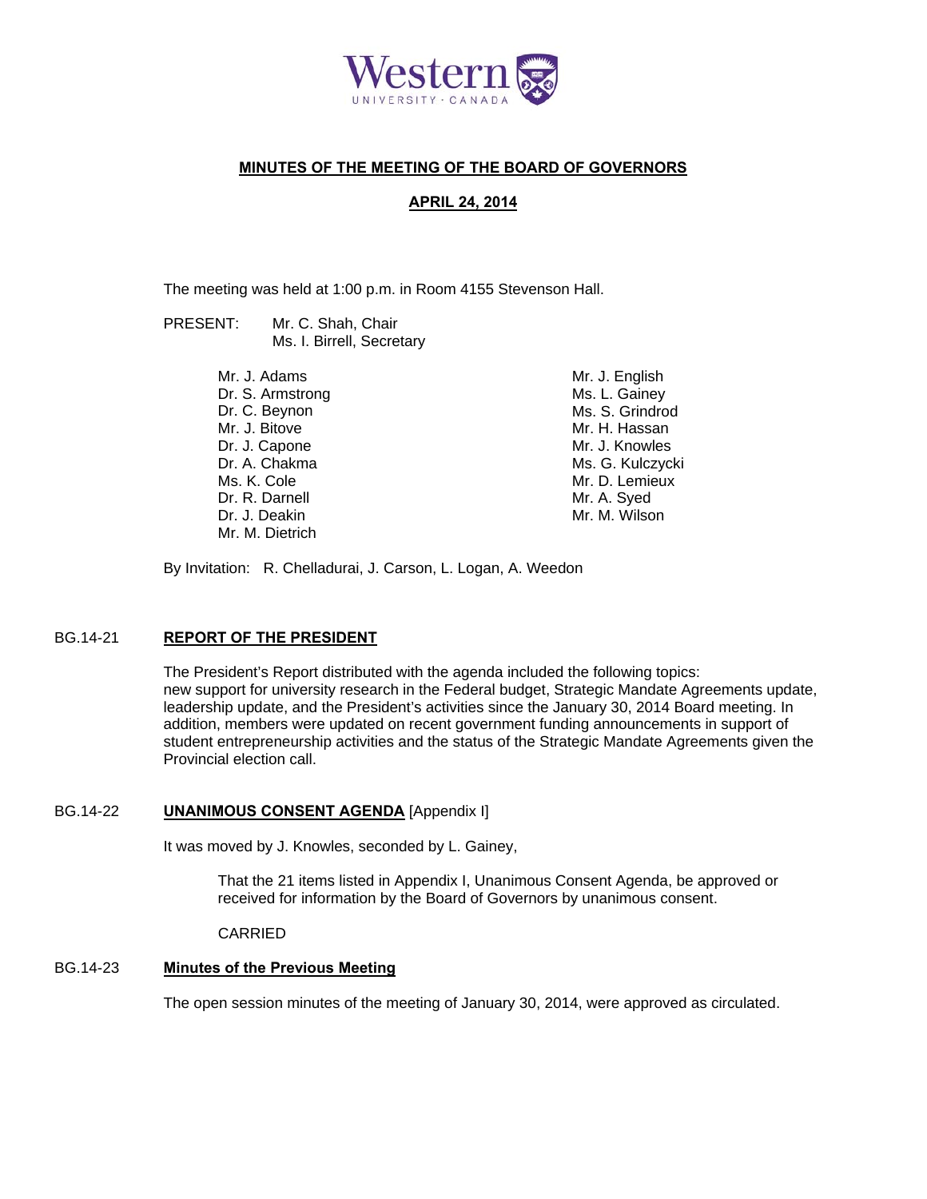Western UNIVERSITY · CANADA

# MINUTES OF THE MEETING OF THE BOARD OF GOVERNORS

## APRIL 24, 2014

The meeting was held at 1:00 p.m. in Room 4155 Stevenson Hall.

PRESENT: Mr. C. Shah, Chair
Ms. I. Birrell, Secretary

Mr. J. Adams
Dr. S. Armstrong
Dr. C. Beynon
Mr. J. Bitove
Dr. J. Capone
Dr. A. Chakma
Ms. K. Cole
Dr. R. Darnell
Dr. J. Deakin
Mr. M. Dietrich
Mr. J. English
Ms. L. Gainey
Ms. S. Grindrod
Mr. H. Hassan
Mr. J. Knowles
Ms. G. Kulczycki
Mr. D. Lemieux
Mr. A. Syed
Mr. M. Wilson

By Invitation: R. Chelladurai, J. Carson, L. Logan, A. Weedon

### BG.14-21 **REPORT OF THE PRESIDENT**

The President's Report distributed with the agenda included the following topics: new support for university research in the Federal budget, Strategic Mandate Agreements update, leadership update, and the President's activities since the January 30, 2014 Board meeting. In addition, members were updated on recent government funding announcements in support of student entrepreneurship activities and the status of the Strategic Mandate Agreements given the Provincial election call.

### BG.14-22 **UNANIMOUS CONSENT AGENDA** [Appendix I]

It was moved by J. Knowles, seconded by L. Gainey,

> That the 21 items listed in Appendix I, Unanimous Consent Agenda, be approved or received for information by the Board of Governors by unanimous consent.
>
> CARRIED

### BG.14-23 **Minutes of the Previous Meeting**

The open session minutes of the meeting of January 30, 2014, were approved as circulated.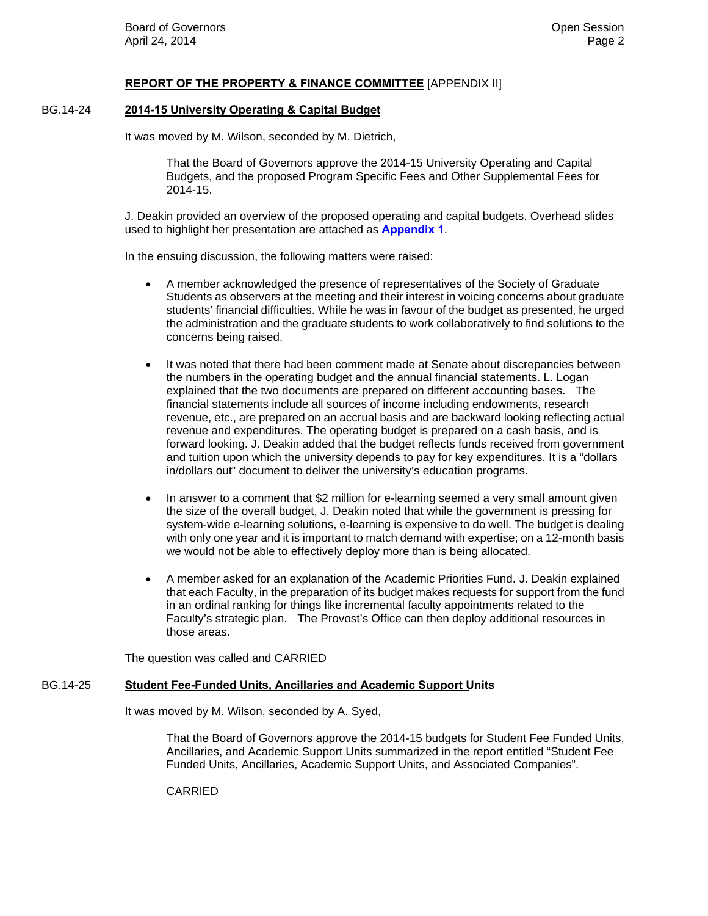**REPORT OF THE PROPERTY & FINANCE COMMITTEE** [APPENDIX II]

BG.14-24 **2014-15 University Operating & Capital Budget**

It was moved by M. Wilson, seconded by M. Dietrich,

> That the Board of Governors approve the 2014-15 University Operating and Capital Budgets, and the proposed Program Specific Fees and Other Supplemental Fees for 2014-15.

J. Deakin provided an overview of the proposed operating and capital budgets. Overhead slides used to highlight her presentation are attached as **Appendix 1**.

In the ensuing discussion, the following matters were raised:

- A member acknowledged the presence of representatives of the Society of Graduate Students as observers at the meeting and their interest in voicing concerns about graduate students' financial difficulties. While he was in favour of the budget as presented, he urged the administration and the graduate students to work collaboratively to find solutions to the concerns being raised.

- It was noted that there had been comment made at Senate about discrepancies between the numbers in the operating budget and the annual financial statements. L. Logan explained that the two documents are prepared on different accounting bases. The financial statements include all sources of income including endowments, research revenue, etc., are prepared on an accrual basis and are backward looking reflecting actual revenue and expenditures. The operating budget is prepared on a cash basis, and is forward looking. J. Deakin added that the budget reflects funds received from government and tuition upon which the university depends to pay for key expenditures. It is a "dollars in/dollars out" document to deliver the university's education programs.

- In answer to a comment that $2 million for e-learning seemed a very small amount given the size of the overall budget, J. Deakin noted that while the government is pressing for system-wide e-learning solutions, e-learning is expensive to do well. The budget is dealing with only one year and it is important to match demand with expertise; on a 12-month basis we would not be able to effectively deploy more than is being allocated.

- A member asked for an explanation of the Academic Priorities Fund. J. Deakin explained that each Faculty, in the preparation of its budget makes requests for support from the fund in an ordinal ranking for things like incremental faculty appointments related to the Faculty's strategic plan. The Provost's Office can then deploy additional resources in those areas.

The question was called and CARRIED

BG.14-25 **Student Fee-Funded Units, Ancillaries and Academic Support Units**

It was moved by M. Wilson, seconded by A. Syed,

> That the Board of Governors approve the 2014-15 budgets for Student Fee Funded Units, Ancillaries, and Academic Support Units summarized in the report entitled "Student Fee Funded Units, Ancillaries, Academic Support Units, and Associated Companies".
>
> CARRIED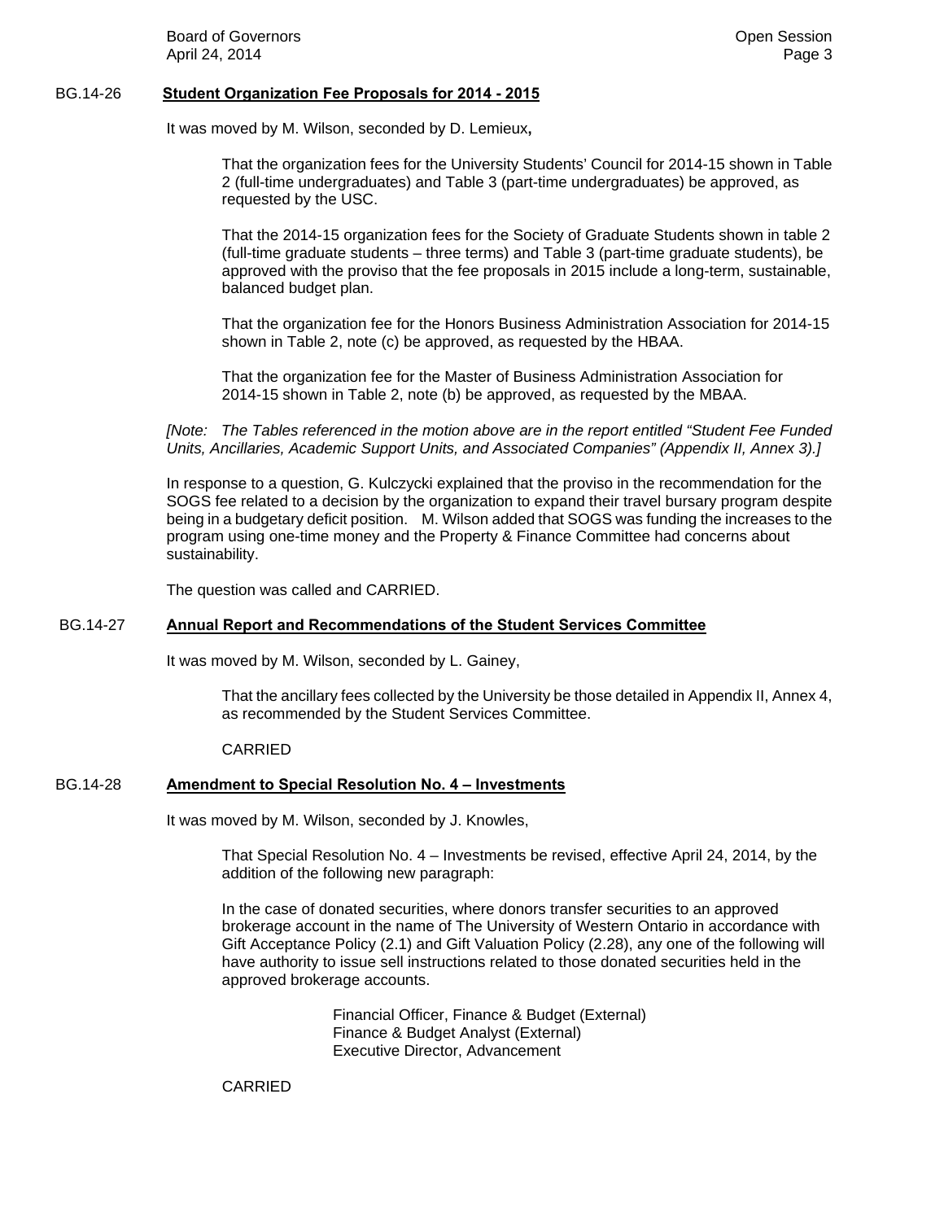BG.14-26 **Student Organization Fee Proposals for 2014 - 2015**

It was moved by M. Wilson, seconded by D. Lemieux**,**

> That the organization fees for the University Students' Council for 2014-15 shown in Table 2 (full-time undergraduates) and Table 3 (part-time undergraduates) be approved, as requested by the USC.
>
> That the 2014-15 organization fees for the Society of Graduate Students shown in table 2 (full-time graduate students – three terms) and Table 3 (part-time graduate students), be approved with the proviso that the fee proposals in 2015 include a long-term, sustainable, balanced budget plan.
>
> That the organization fee for the Honors Business Administration Association for 2014-15 shown in Table 2, note (c) be approved, as requested by the HBAA.
>
> That the organization fee for the Master of Business Administration Association for 2014-15 shown in Table 2, note (b) be approved, as requested by the MBAA.

*[Note: The Tables referenced in the motion above are in the report entitled "Student Fee Funded Units, Ancillaries, Academic Support Units, and Associated Companies" (Appendix II, Annex 3).]*

In response to a question, G. Kulczycki explained that the proviso in the recommendation for the SOGS fee related to a decision by the organization to expand their travel bursary program despite being in a budgetary deficit position. M. Wilson added that SOGS was funding the increases to the program using one-time money and the Property & Finance Committee had concerns about sustainability.

The question was called and CARRIED.

BG.14-27 **Annual Report and Recommendations of the Student Services Committee**

It was moved by M. Wilson, seconded by L. Gainey,

> That the ancillary fees collected by the University be those detailed in Appendix II, Annex 4, as recommended by the Student Services Committee.
>
> CARRIED

BG.14-28 **Amendment to Special Resolution No. 4 – Investments**

It was moved by M. Wilson, seconded by J. Knowles,

> That Special Resolution No. 4 – Investments be revised, effective April 24, 2014, by the addition of the following new paragraph:
>
> In the case of donated securities, where donors transfer securities to an approved brokerage account in the name of The University of Western Ontario in accordance with Gift Acceptance Policy (2.1) and Gift Valuation Policy (2.28), any one of the following will have authority to issue sell instructions related to those donated securities held in the approved brokerage accounts.
>
> Financial Officer, Finance & Budget (External)
> Finance & Budget Analyst (External)
> Executive Director, Advancement
>
> CARRIED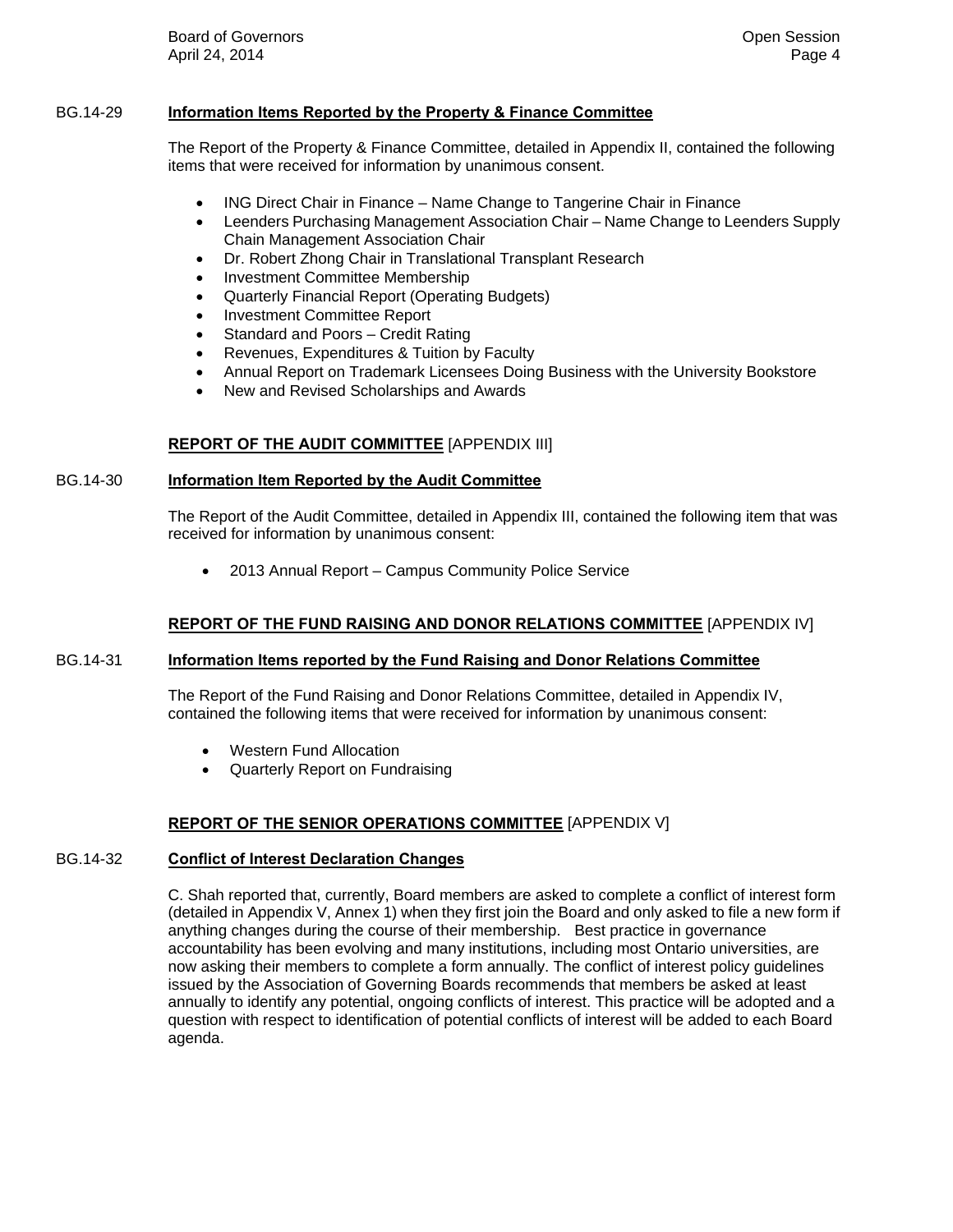**BG.14-29 Information Items Reported by the Property & Finance Committee**

The Report of the Property & Finance Committee, detailed in Appendix II, contained the following items that were received for information by unanimous consent.

- ING Direct Chair in Finance – Name Change to Tangerine Chair in Finance
- Leenders Purchasing Management Association Chair – Name Change to Leenders Supply Chain Management Association Chair
- Dr. Robert Zhong Chair in Translational Transplant Research
- Investment Committee Membership
- Quarterly Financial Report (Operating Budgets)
- Investment Committee Report
- Standard and Poors – Credit Rating
- Revenues, Expenditures & Tuition by Faculty
- Annual Report on Trademark Licensees Doing Business with the University Bookstore
- New and Revised Scholarships and Awards

## REPORT OF THE AUDIT COMMITTEE [APPENDIX III]

**BG.14-30 Information Item Reported by the Audit Committee**

The Report of the Audit Committee, detailed in Appendix III, contained the following item that was received for information by unanimous consent:

- 2013 Annual Report – Campus Community Police Service

## REPORT OF THE FUND RAISING AND DONOR RELATIONS COMMITTEE [APPENDIX IV]

**BG.14-31 Information Items reported by the Fund Raising and Donor Relations Committee**

The Report of the Fund Raising and Donor Relations Committee, detailed in Appendix IV, contained the following items that were received for information by unanimous consent:

- Western Fund Allocation
- Quarterly Report on Fundraising

## REPORT OF THE SENIOR OPERATIONS COMMITTEE [APPENDIX V]

**BG.14-32 Conflict of Interest Declaration Changes**

C. Shah reported that, currently, Board members are asked to complete a conflict of interest form (detailed in Appendix V, Annex 1) when they first join the Board and only asked to file a new form if anything changes during the course of their membership. Best practice in governance accountability has been evolving and many institutions, including most Ontario universities, are now asking their members to complete a form annually. The conflict of interest policy guidelines issued by the Association of Governing Boards recommends that members be asked at least annually to identify any potential, ongoing conflicts of interest. This practice will be adopted and a question with respect to identification of potential conflicts of interest will be added to each Board agenda.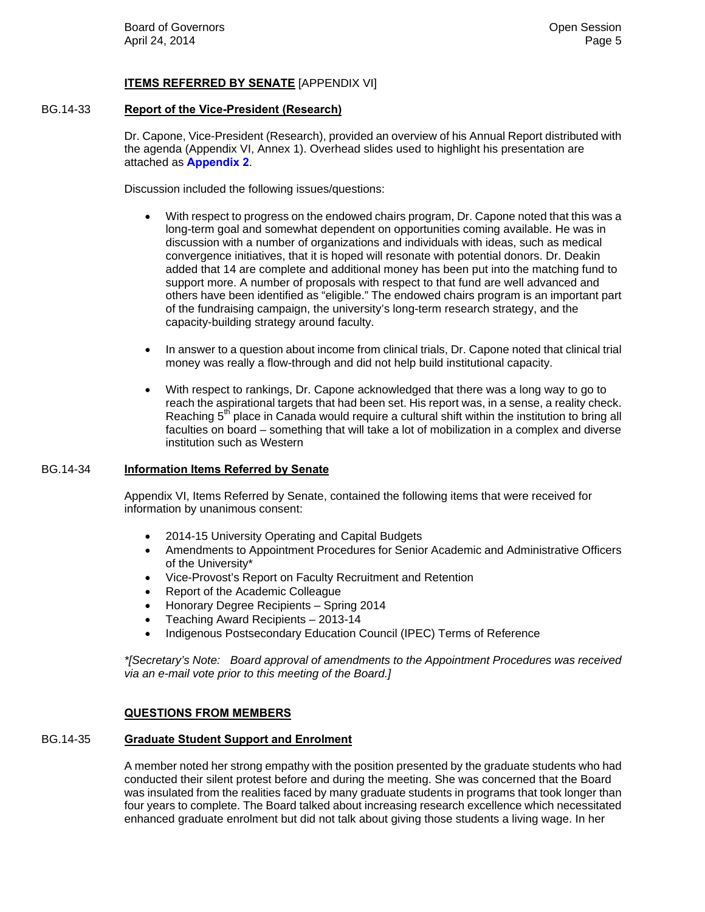## ITEMS REFERRED BY SENATE [APPENDIX VI]

BG.14-33 **Report of the Vice-President (Research)**

Dr. Capone, Vice-President (Research), provided an overview of his Annual Report distributed with the agenda (Appendix VI, Annex 1). Overhead slides used to highlight his presentation are attached as **Appendix 2**.

Discussion included the following issues/questions:

- With respect to progress on the endowed chairs program, Dr. Capone noted that this was a long-term goal and somewhat dependent on opportunities coming available. He was in discussion with a number of organizations and individuals with ideas, such as medical convergence initiatives, that it is hoped will resonate with potential donors. Dr. Deakin added that 14 are complete and additional money has been put into the matching fund to support more. A number of proposals with respect to that fund are well advanced and others have been identified as "eligible." The endowed chairs program is an important part of the fundraising campaign, the university's long-term research strategy, and the capacity-building strategy around faculty.

- In answer to a question about income from clinical trials, Dr. Capone noted that clinical trial money was really a flow-through and did not help build institutional capacity.

- With respect to rankings, Dr. Capone acknowledged that there was a long way to go to reach the aspirational targets that had been set. His report was, in a sense, a reality check. Reaching 5th place in Canada would require a cultural shift within the institution to bring all faculties on board – something that will take a lot of mobilization in a complex and diverse institution such as Western

BG.14-34 **Information Items Referred by Senate**

Appendix VI, Items Referred by Senate, contained the following items that were received for information by unanimous consent:

- 2014-15 University Operating and Capital Budgets
- Amendments to Appointment Procedures for Senior Academic and Administrative Officers of the University*
- Vice-Provost's Report on Faculty Recruitment and Retention
- Report of the Academic Colleague
- Honorary Degree Recipients – Spring 2014
- Teaching Award Recipients – 2013-14
- Indigenous Postsecondary Education Council (IPEC) Terms of Reference

*\*[Secretary's Note: Board approval of amendments to the Appointment Procedures was received via an e-mail vote prior to this meeting of the Board.]*

## QUESTIONS FROM MEMBERS

BG.14-35 **Graduate Student Support and Enrolment**

A member noted her strong empathy with the position presented by the graduate students who had conducted their silent protest before and during the meeting. She was concerned that the Board was insulated from the realities faced by many graduate students in programs that took longer than four years to complete. The Board talked about increasing research excellence which necessitated enhanced graduate enrolment but did not talk about giving those students a living wage. In her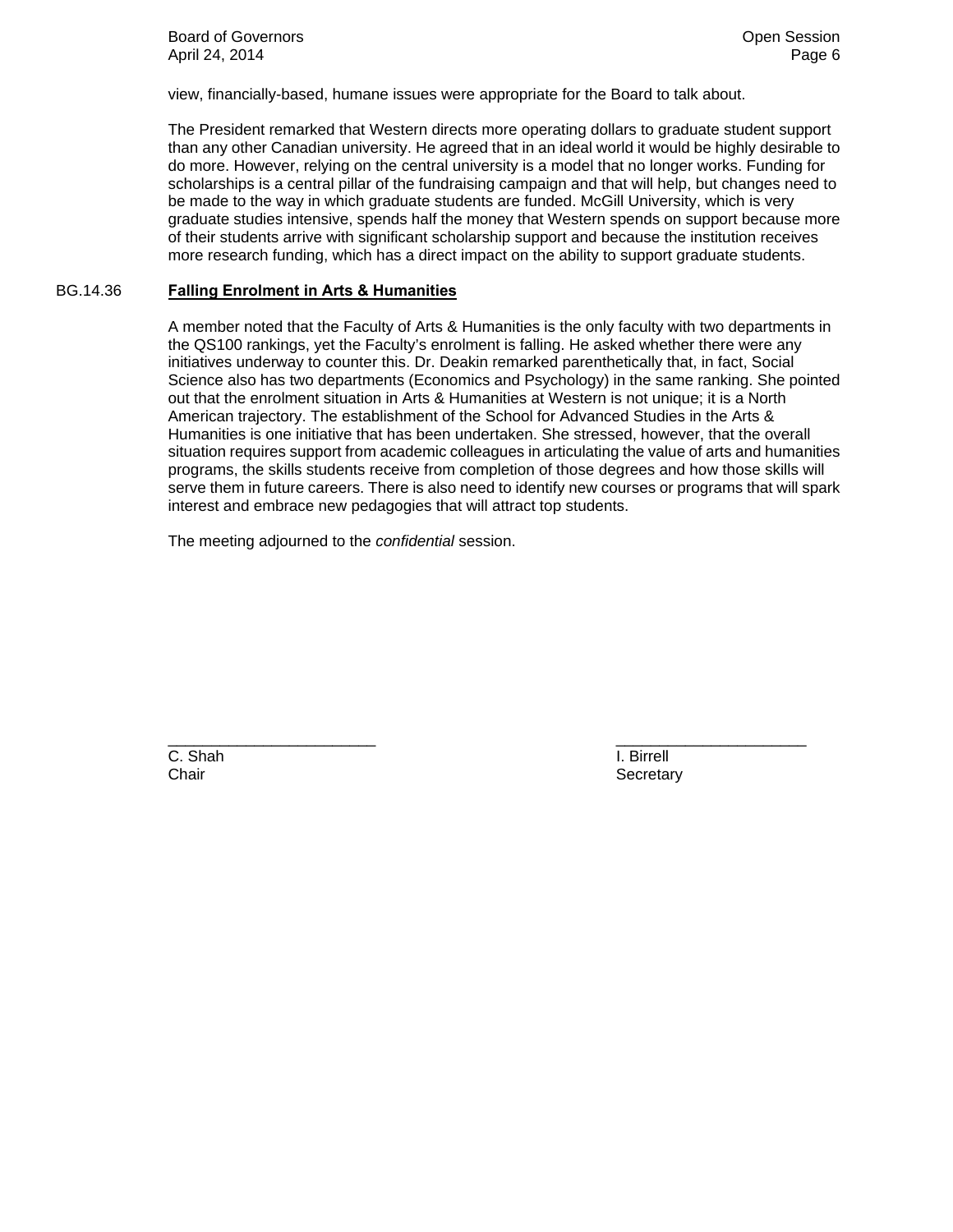view, financially-based, humane issues were appropriate for the Board to talk about.

The President remarked that Western directs more operating dollars to graduate student support than any other Canadian university. He agreed that in an ideal world it would be highly desirable to do more. However, relying on the central university is a model that no longer works. Funding for scholarships is a central pillar of the fundraising campaign and that will help, but changes need to be made to the way in which graduate students are funded. McGill University, which is very graduate studies intensive, spends half the money that Western spends on support because more of their students arrive with significant scholarship support and because the institution receives more research funding, which has a direct impact on the ability to support graduate students.

BG.14.36 **Falling Enrolment in Arts & Humanities**

A member noted that the Faculty of Arts & Humanities is the only faculty with two departments in the QS100 rankings, yet the Faculty's enrolment is falling. He asked whether there were any initiatives underway to counter this. Dr. Deakin remarked parenthetically that, in fact, Social Science also has two departments (Economics and Psychology) in the same ranking. She pointed out that the enrolment situation in Arts & Humanities at Western is not unique; it is a North American trajectory. The establishment of the School for Advanced Studies in the Arts & Humanities is one initiative that has been undertaken. She stressed, however, that the overall situation requires support from academic colleagues in articulating the value of arts and humanities programs, the skills students receive from completion of those degrees and how those skills will serve them in future careers. There is also need to identify new courses or programs that will spark interest and embrace new pedagogies that will attract top students.

The meeting adjourned to the *confidential* session.

________________________
C. Shah
Chair

________________________
I. Birrell
Secretary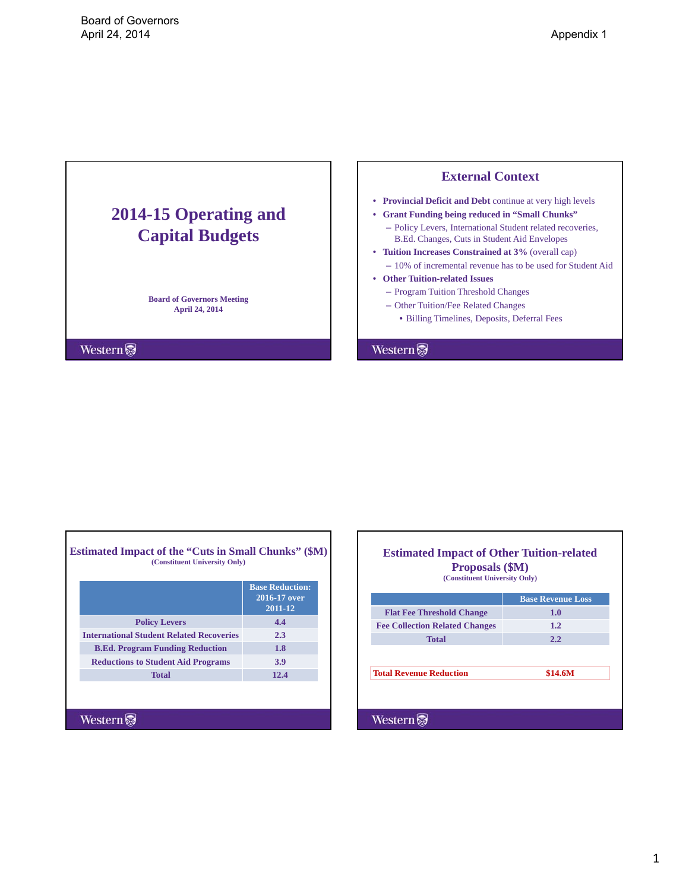Board of Governors
April 24, 2014

Appendix 1

# 2014-15 Operating and Capital Budgets

**Board of Governors Meeting**
**April 24, 2014**

Western

## External Context

- **Provincial Deficit and Debt** continue at very high levels
- **Grant Funding being reduced in "Small Chunks"**
  - Policy Levers, International Student related recoveries, B.Ed. Changes, Cuts in Student Aid Envelopes
- **Tuition Increases Constrained at 3%** (overall cap)
  - 10% of incremental revenue has to be used for Student Aid
- **Other Tuition-related Issues**
  - Program Tuition Threshold Changes
  - Other Tuition/Fee Related Changes
    - Billing Timelines, Deposits, Deferral Fees

Western

## Estimated Impact of the "Cuts in Small Chunks" ($M)

**(Constituent University Only)**

| | Base Reduction: 2016-17 over 2011-12 |
|---|---|
| Policy Levers | 4.4 |
| International Student Related Recoveries | 2.3 |
| B.Ed. Program Funding Reduction | 1.8 |
| Reductions to Student Aid Programs | 3.9 |
| Total | 12.4 |

Western

## Estimated Impact of Other Tuition-related Proposals ($M)

**(Constituent University Only)**

| | Base Revenue Loss |
|---|---|
| Flat Fee Threshold Change | 1.0 |
| Fee Collection Related Changes | 1.2 |
| Total | 2.2 |

| Total Revenue Reduction | $14.6M |
|---|---|

Western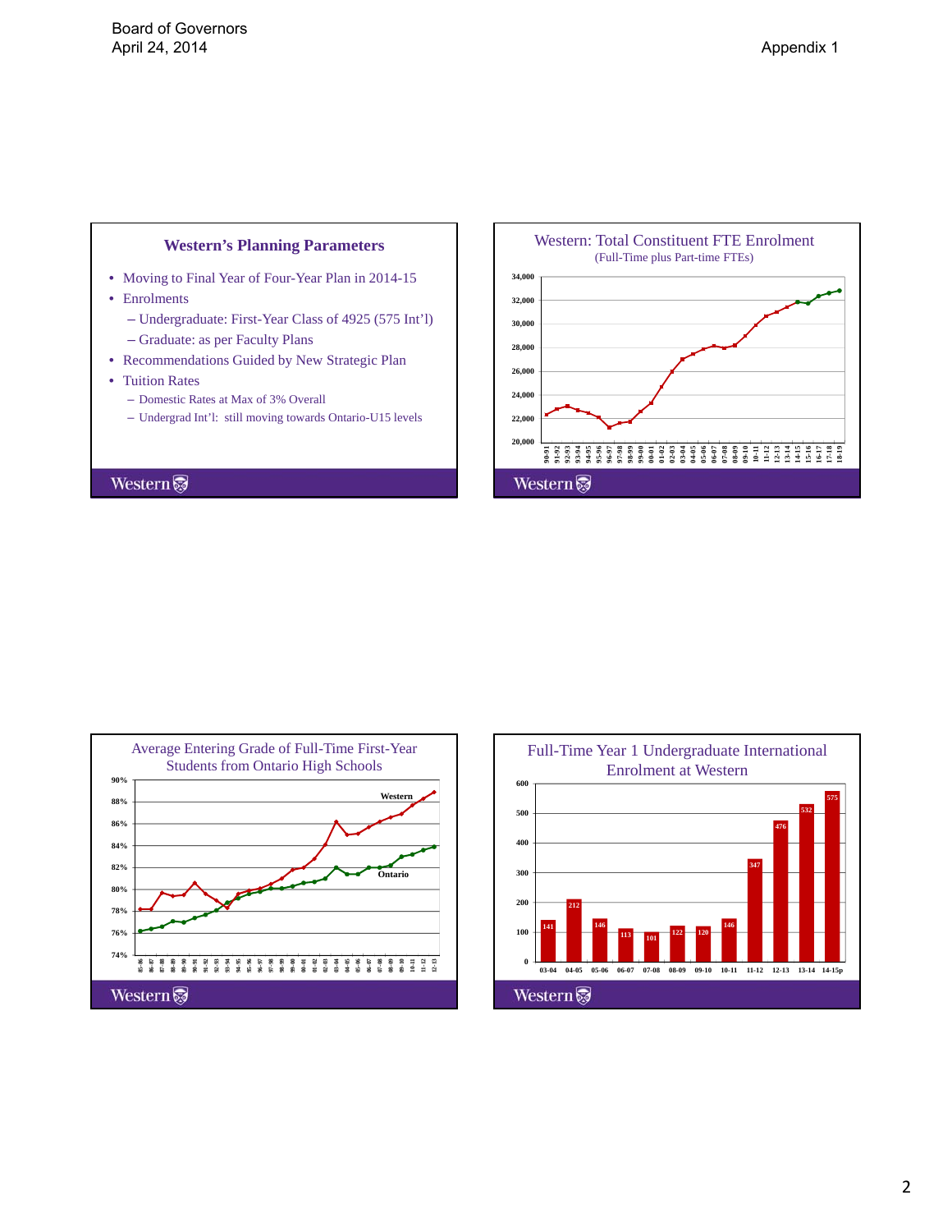Board of Governors
April 24, 2014

Appendix 1

## Western's Planning Parameters

- Moving to Final Year of Four-Year Plan in 2014-15
- Enrolments
  - Undergraduate: First-Year Class of 4925 (575 Int'l)
  - Graduate: as per Faculty Plans
- Recommendations Guided by New Strategic Plan
- Tuition Rates
  - Domestic Rates at Max of 3% Overall
  - Undergrad Int'l: still moving towards Ontario-U15 levels

## Western: Total Constituent FTE Enrolment

(Full-Time plus Part-time FTEs)

## Average Entering Grade of Full-Time First-Year Students from Ontario High Schools

## Full-Time Year 1 Undergraduate International Enrolment at Western

| 03-04 | 04-05 | 05-06 | 06-07 | 07-08 | 08-09 | 09-10 | 10-11 | 11-12 | 12-13 | 13-14 | 14-15p |
|---|---|---|---|---|---|---|---|---|---|---|---|
| 141 | 212 | 146 | 113 | 101 | 122 | 120 | 146 | 347 | 476 | 532 | 575 |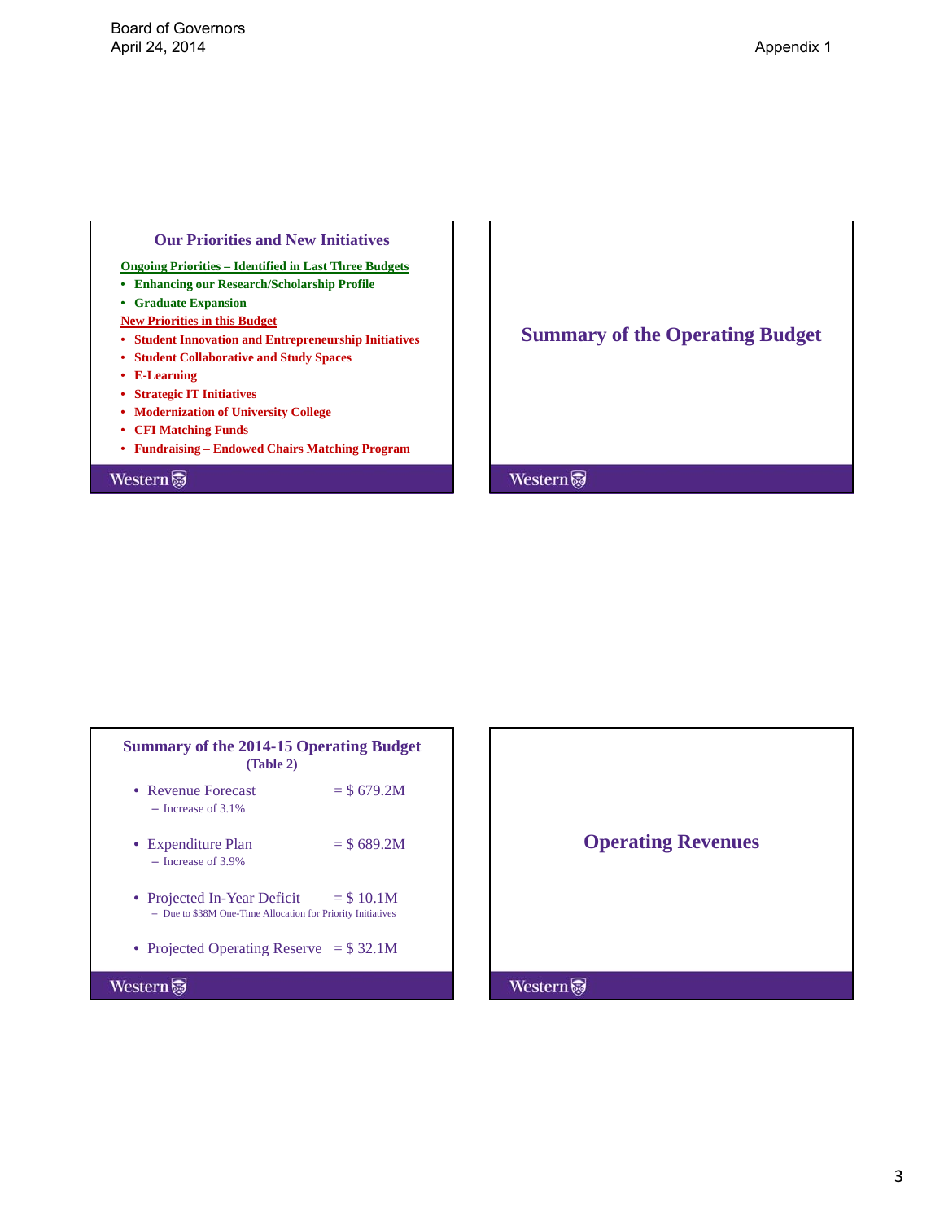## Our Priorities and New Initiatives

Ongoing Priorities – Identified in Last Three Budgets

- Enhancing our Research/Scholarship Profile
- Graduate Expansion

New Priorities in this Budget

- Student Innovation and Entrepreneurship Initiatives
- Student Collaborative and Study Spaces
- E-Learning
- Strategic IT Initiatives
- Modernization of University College
- CFI Matching Funds
- Fundraising – Endowed Chairs Matching Program

## Summary of the Operating Budget

## Summary of the 2014-15 Operating Budget (Table 2)

- Revenue Forecast = $ 679.2M
  - Increase of 3.1%
- Expenditure Plan = $ 689.2M
  - Increase of 3.9%
- Projected In-Year Deficit = $ 10.1M
  - Due to $38M One-Time Allocation for Priority Initiatives
- Projected Operating Reserve = $ 32.1M

## Operating Revenues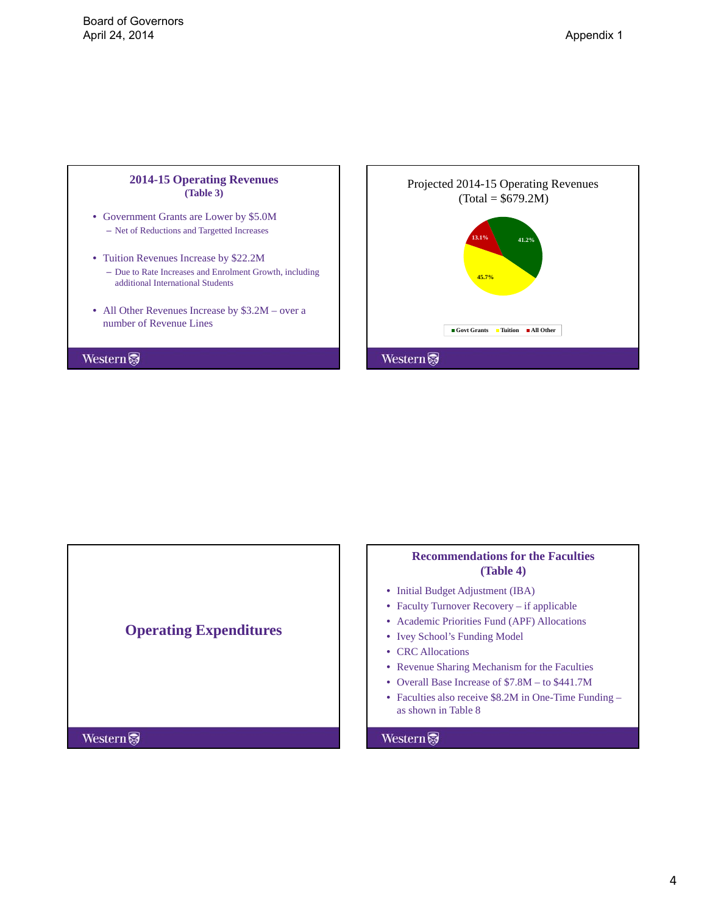## 2014-15 Operating Revenues
**(Table 3)**

- Government Grants are Lower by $5.0M
  - Net of Reductions and Targetted Increases
- Tuition Revenues Increase by $22.2M
  - Due to Rate Increases and Enrolment Growth, including additional International Students
- All Other Revenues Increase by $3.2M – over a number of Revenue Lines

## Projected 2014-15 Operating Revenues (Total = $679.2M)

| Category | Share |
|---|---|
| Govt Grants | 41.2% |
| Tuition | 45.7% |
| All Other | 13.1% |

## Operating Expenditures

## Recommendations for the Faculties (Table 4)

- Initial Budget Adjustment (IBA)
- Faculty Turnover Recovery – if applicable
- Academic Priorities Fund (APF) Allocations
- Ivey School's Funding Model
- CRC Allocations
- Revenue Sharing Mechanism for the Faculties
- Overall Base Increase of $7.8M – to $441.7M
- Faculties also receive $8.2M in One-Time Funding – as shown in Table 8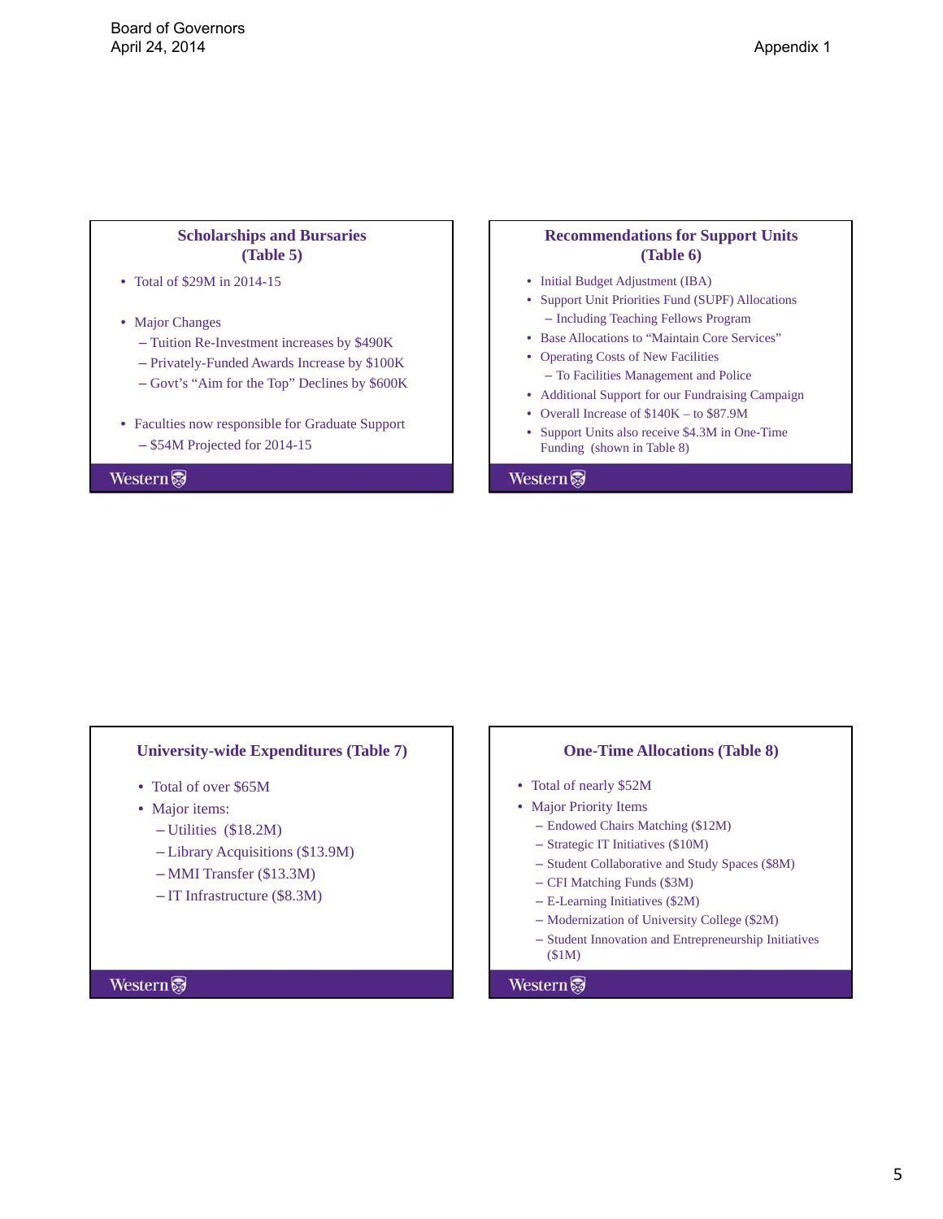Board of Governors
April 24, 2014

Appendix 1

## Scholarships and Bursaries (Table 5)

- Total of $29M in 2014-15
- Major Changes
  - Tuition Re-Investment increases by $490K
  - Privately-Funded Awards Increase by $100K
  - Govt's "Aim for the Top" Declines by $600K
- Faculties now responsible for Graduate Support
  - $54M Projected for 2014-15

Western

## Recommendations for Support Units (Table 6)

- Initial Budget Adjustment (IBA)
- Support Unit Priorities Fund (SUPF) Allocations
  - Including Teaching Fellows Program
- Base Allocations to "Maintain Core Services"
- Operating Costs of New Facilities
  - To Facilities Management and Police
- Additional Support for our Fundraising Campaign
- Overall Increase of $140K – to $87.9M
- Support Units also receive $4.3M in One-Time Funding (shown in Table 8)

Western

## University-wide Expenditures (Table 7)

- Total of over $65M
- Major items:
  - Utilities ($18.2M)
  - Library Acquisitions ($13.9M)
  - MMI Transfer ($13.3M)
  - IT Infrastructure ($8.3M)

Western

## One-Time Allocations (Table 8)

- Total of nearly $52M
- Major Priority Items
  - Endowed Chairs Matching ($12M)
  - Strategic IT Initiatives ($10M)
  - Student Collaborative and Study Spaces ($8M)
  - CFI Matching Funds ($3M)
  - E-Learning Initiatives ($2M)
  - Modernization of University College ($2M)
  - Student Innovation and Entrepreneurship Initiatives ($1M)

Western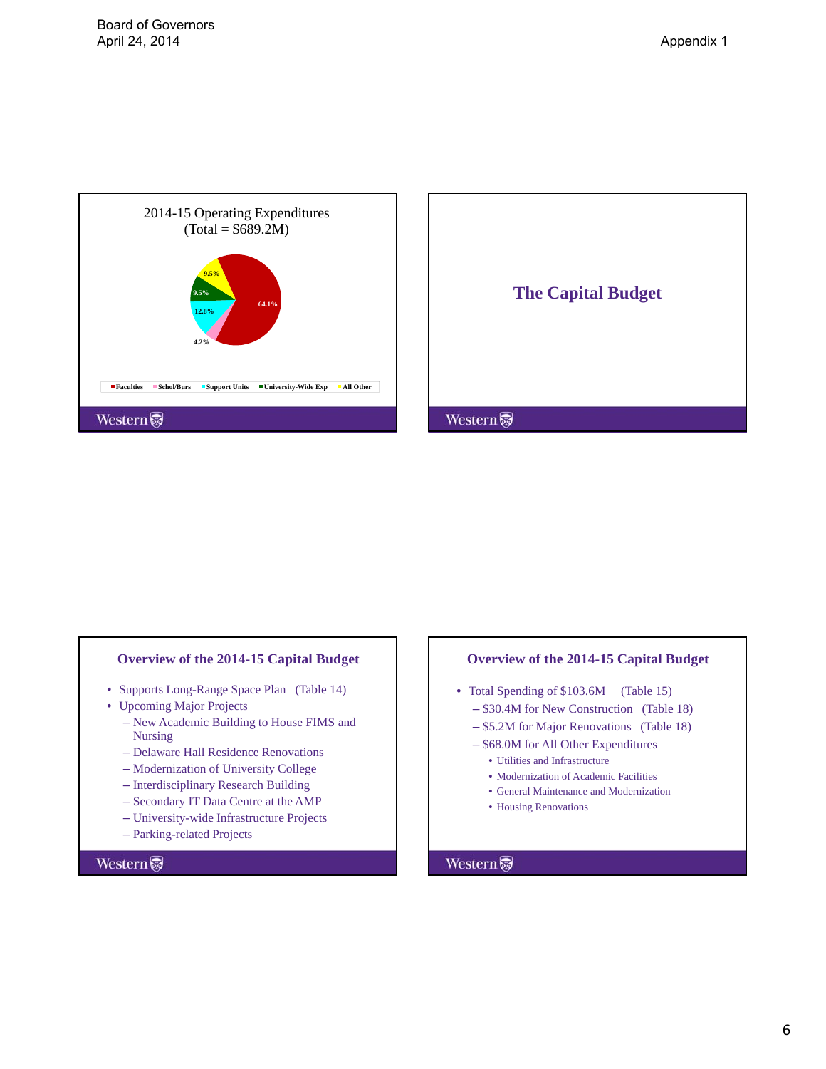## 2014-15 Operating Expenditures
(Total = $689.2M)

| Category | Share |
| --- | --- |
| Faculties | 64.1% |
| Schol/Burs | 4.2% |
| Support Units | 12.8% |
| University-Wide Exp | 9.5% |
| All Other | 9.5% |

Western

# The Capital Budget

Western

## Overview of the 2014-15 Capital Budget

- Supports Long-Range Space Plan (Table 14)
- Upcoming Major Projects
  - New Academic Building to House FIMS and Nursing
  - Delaware Hall Residence Renovations
  - Modernization of University College
  - Interdisciplinary Research Building
  - Secondary IT Data Centre at the AMP
  - University-wide Infrastructure Projects
  - Parking-related Projects

Western

## Overview of the 2014-15 Capital Budget

- Total Spending of $103.6M (Table 15)
  - $30.4M for New Construction (Table 18)
  - $5.2M for Major Renovations (Table 18)
  - $68.0M for All Other Expenditures
    - Utilities and Infrastructure
    - Modernization of Academic Facilities
    - General Maintenance and Modernization
    - Housing Renovations

Western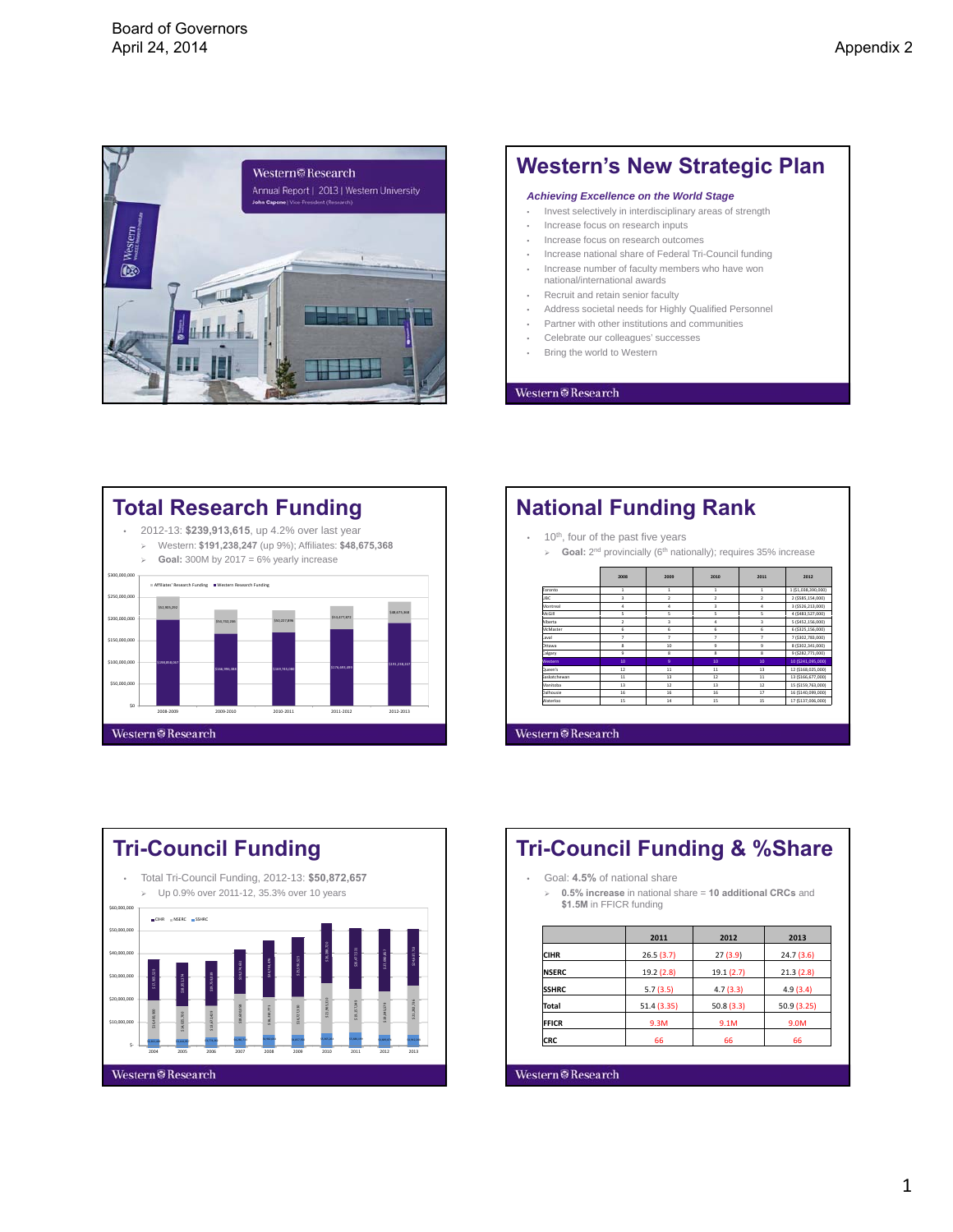Board of Governors
April 24, 2014

Appendix 2

Western Research

Annual Report | 2013 | Western University

John Capone | Vice-President (Research)

# Western's New Strategic Plan

***Achieving Excellence on the World Stage***

- Invest selectively in interdisciplinary areas of strength
- Increase focus on research inputs
- Increase focus on research outcomes
- Increase national share of Federal Tri-Council funding
- Increase number of faculty members who have won national/international awards
- Recruit and retain senior faculty
- Address societal needs for Highly Qualified Personnel
- Partner with other institutions and communities
- Celebrate our colleagues' successes
- Bring the world to Western

# Total Research Funding

- 2012-13: **$239,913,615**, up 4.2% over last year
  - Western: **$191,238,247** (up 9%); Affiliates: **$48,675,368**
  - **Goal:** 300M by 2017 = 6% yearly increase

| Year | Western Research Funding | Affiliates' Research Funding |
|---|---|---|
| 2008-2009 | $194,818,067 | $52,805,292 |
| 2009-2010 | $166,996,358 | $56,162,086 |
| 2010-2011 | $169,743,080 | $50,227,896 |
| 2011-2012 | $176,091,499 | $53,671,872 |
| 2012-2013 | $191,238,247 | $48,675,368 |

# National Funding Rank

- 10[th], four of the past five years
  - **Goal:** 2[nd] provincially (6[th] nationally); requires 35% increase

| | 2008 | 2009 | 2010 | 2011 | 2012 |
|---|---|---|---|---|---|
| Toronto | 1 | 1 | 1 | 1 | 1 ($1,038,390,000) |
| UBC | 3 | 2 | 2 | 2 | 2 ($585,154,000) |
| Montreal | 4 | 4 | 3 | 4 | 3 ($526,213,000) |
| McGill | 5 | 5 | 5 | 5 | 4 ($483,527,000) |
| Alberta | 2 | 3 | 4 | 3 | 5 ($452,156,000) |
| McMaster | 6 | 6 | 6 | 6 | 6 ($325,356,000) |
| Laval | 7 | 7 | 7 | 7 | 7 ($302,783,000) |
| Ottawa | 8 | 10 | 9 | 9 | 8 ($302,341,000) |
| Calgary | 9 | 8 | 8 | 8 | 9 ($282,771,000) |
| Western | 10 | 9 | 10 | 10 | 10 ($241,085,000) |
| Queen's | 12 | 11 | 11 | 13 | 12 ($168,025,000) |
| Saskatchewan | 11 | 13 | 12 | 11 | 13 ($166,677,000) |
| Manitoba | 13 | 12 | 13 | 12 | 15 ($159,763,000) |
| Dalhousie | 16 | 16 | 16 | 17 | 16 ($140,099,000) |
| Waterloo | 15 | 14 | 15 | 15 | 17 ($137,006,000) |

# Tri-Council Funding

- Total Tri-Council Funding, 2012-13: **$50,872,657**
  - Up 0.9% over 2011-12, 35.3% over 10 years

# Tri-Council Funding & %Share

- Goal: **4.5%** of national share
  - **0.5% increase** in national share = **10 additional CRCs** and **$1.5M** in FFICR funding

| | 2011 | 2012 | 2013 |
|---|---|---|---|
| **CIHR** | 26.5 (3.7) | 27 (3.9) | 24.7 (3.6) |
| **NSERC** | 19.2 (2.8) | 19.1 (2.7) | 21.3 (2.8) |
| **SSHRC** | 5.7 (3.5) | 4.7 (3.3) | 4.9 (3.4) |
| **Total** | 51.4 (3.35) | 50.8 (3.3) | 50.9 (3.25) |
| **FFICR** | 9.3M | 9.1M | 9.0M |
| **CRC** | 66 | 66 | 66 |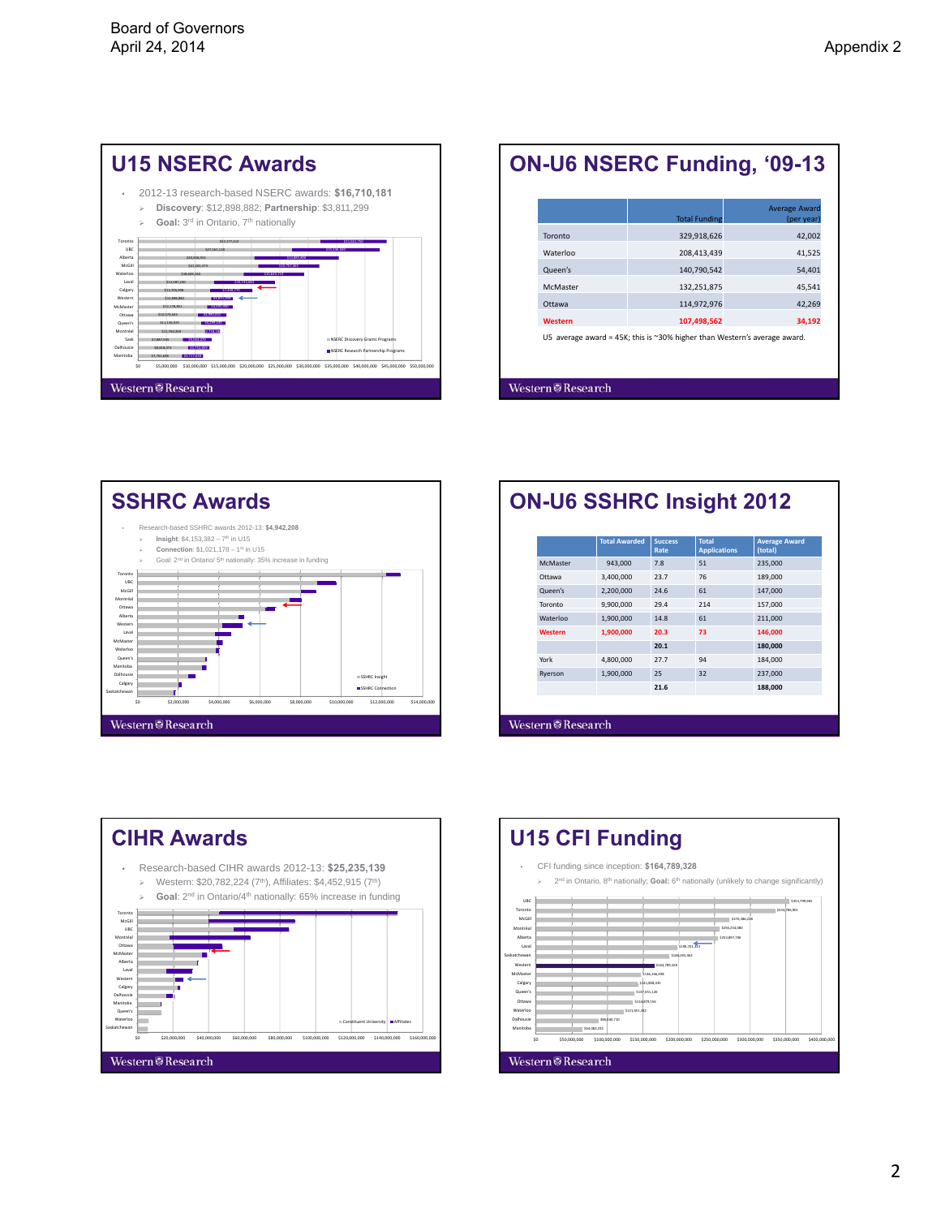# U15 NSERC Awards

- 2012-13 research-based NSERC awards: **$16,710,181**
  - **Discovery**: $12,898,882; **Partnership**: $3,811,299
  - **Goal:** 3rd in Ontario, 7th nationally

# ON-U6 NSERC Funding, '09-13

| | Total Funding | Average Award (per year) |
|---|---|---|
| Toronto | 329,918,626 | 42,002 |
| Waterloo | 208,413,439 | 41,525 |
| Queen's | 140,790,542 | 54,401 |
| McMaster | 132,251,875 | 45,541 |
| Ottawa | 114,972,976 | 42,269 |
| Western | 107,498,562 | 34,192 |

U5 average award = 45K; this is ~30% higher than Western's average award.

# SSHRC Awards

- Research-based SSHRC awards 2012-13: **$4,942,208**
  - **Insight**: $4,153,382 – 7th in U15
  - **Connection**: $1,021,178 – 1st in U15
  - Goal: 2nd in Ontario/ 5th nationally: 35% increase in funding

# ON-U6 SSHRC Insight 2012

| | Total Awarded | Success Rate | Total Applications | Average Award (total) |
|---|---|---|---|---|
| McMaster | 943,000 | 7.8 | 51 | 235,000 |
| Ottawa | 3,400,000 | 23.7 | 76 | 189,000 |
| Queen's | 2,200,000 | 24.6 | 61 | 147,000 |
| Toronto | 9,900,000 | 29.4 | 214 | 157,000 |
| Waterloo | 1,900,000 | 14.8 | 61 | 211,000 |
| Western | 1,900,000 | 20.3 | 73 | 146,000 |
| | | **20.1** | | **180,000** |
| York | 4,800,000 | 27.7 | 94 | 184,000 |
| Ryerson | 1,900,000 | 25 | 32 | 237,000 |
| | | **21.6** | | **188,000** |

# CIHR Awards

- Research-based CIHR awards 2012-13: **$25,235,139**
  - Western: $20,782,224 (7th), Affiliates: $4,452,915 (7th)
  - **Goal**: 2nd in Ontario/4th nationally: 65% increase in funding

# U15 CFI Funding

- CFI funding since inception: **$164,789,328**
  - 2nd in Ontario, 8th nationally; **Goal:** 6th nationally (unlikely to change significantly)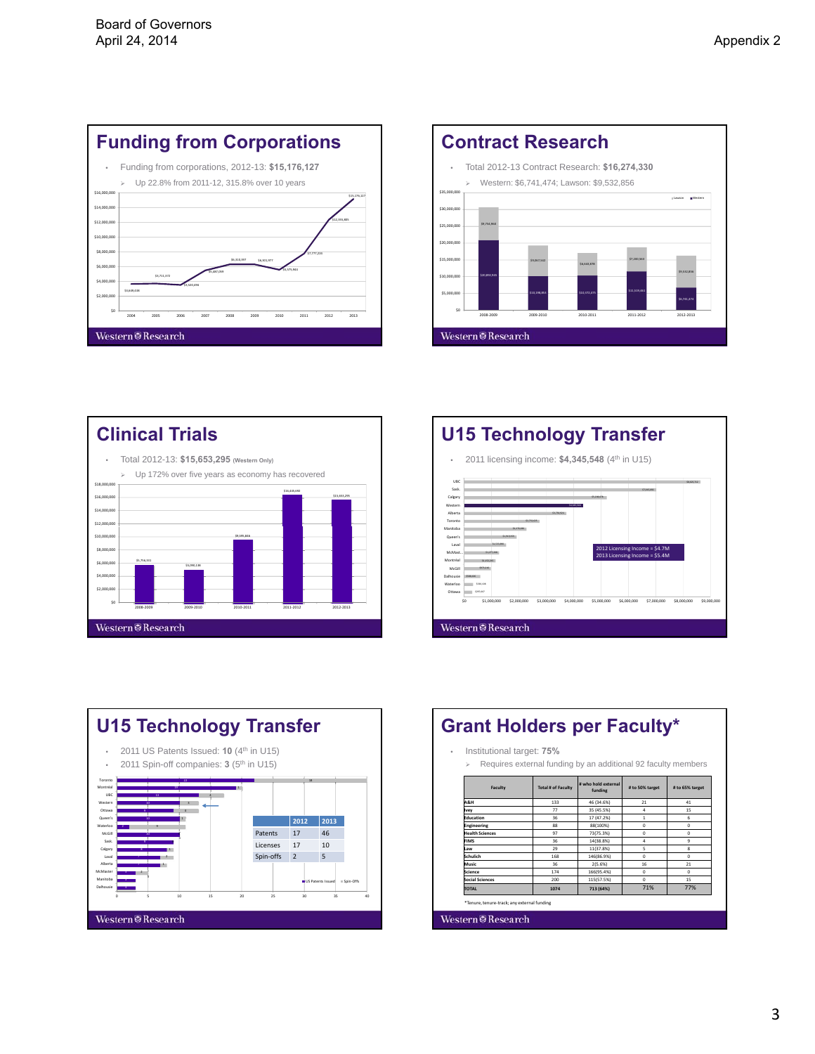Board of Governors
April 24, 2014

Appendix 2

## Funding from Corporations

- Funding from corporations, 2012-13: **$15,176,127**
  - Up 22.8% from 2011-12, 315.8% over 10 years

## Contract Research

- Total 2012-13 Contract Research: **$16,274,330**
  - Western: $6,741,474; Lawson: $9,532,856

## Clinical Trials

- Total 2012-13: **$15,653,295** (Western Only)
  - Up 172% over five years as economy has recovered

## U15 Technology Transfer

- 2011 licensing income: **$4,345,548** (4th in U15)

2012 Licensing Income = $4.7M
2013 Licensing Income = $5.4M

## U15 Technology Transfer

- 2011 US Patents Issued: **10** (4th in U15)
- 2011 Spin-off companies: **3** (5th in U15)

| | 2012 | 2013 |
|---|---|---|
| Patents | 17 | 46 |
| Licenses | 17 | 10 |
| Spin-offs | 2 | 5 |

## Grant Holders per Faculty*

- Institutional target: **75%**
  - Requires external funding by an additional 92 faculty members

| Faculty | Total # of Faculty | # who hold external funding | # to 50% target | # to 65% target |
|---|---|---|---|---|
| A&H | 133 | 46 (34.6%) | 21 | 41 |
| Ivey | 77 | 35 (45.5%) | 4 | 15 |
| Education | 36 | 17 (47.2%) | 1 | 6 |
| Engineering | 88 | 88(100%) | 0 | 0 |
| Health Sciences | 97 | 73(75.3%) | 0 | 0 |
| FIMS | 36 | 14(38.8%) | 4 | 9 |
| Law | 29 | 11(37.8%) | 5 | 8 |
| Schulich | 168 | 146(86.9%) | 0 | 0 |
| Music | 36 | 2(5.6%) | 16 | 21 |
| Science | 174 | 166(95.4%) | 0 | 0 |
| Social Sciences | 200 | 115(57.5%) | 0 | 15 |
| TOTAL | 1074 | 713 (64%) | 71% | 77% |

*Tenure, tenure-track; any external funding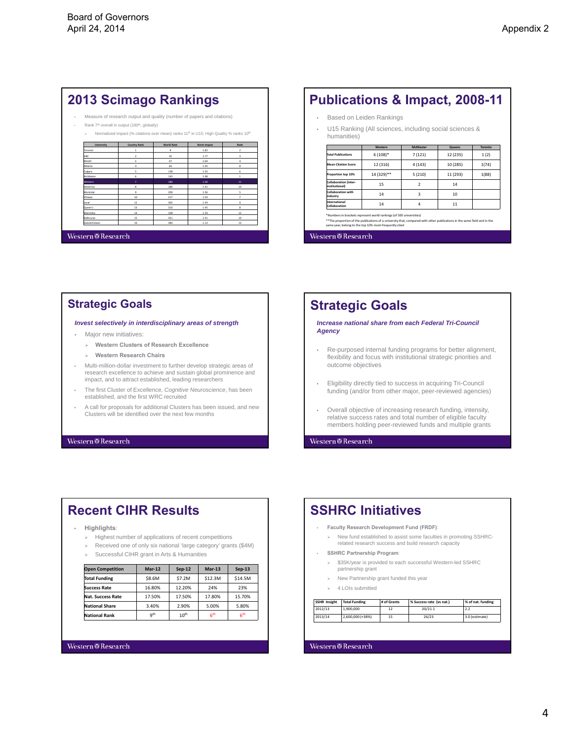Board of Governors
April 24, 2014

Appendix 2

## 2013 Scimago Rankings

- Measure of research output and quality (number of papers and citations)
- Rank 7th overall in output (180th, globally)
  - Normalized impact (% citations over mean) ranks 11th in U15; High Quality % ranks 10th

| University | Country Rank | World Rank | Norm Impact | Rank |
|---|---|---|---|---|
| Toronto | 1 | 9 | 1.82 | 2 |
| UBC | 2 | 35 | 1.77 | 3 |
| McGill | 3 | 67 | 1.64 | 4 |
| Alberta | 4 | 69 | 1.45 | 8 |
| Calgary | 5 | 138 | 1.55 | 6 |
| McMaster | 6 | 145 | 1.98 | 1 |
| Western | 7 | 180 | 1.36 | 11 |
| Waterloo | 8 | 186 | 1.41 | 10 |
| Montreal | 9 | 209 | 1.56 | 5 |
| Ottawa | 10 | 217 | 1.54 | 7 |
| Laval | 12 | 305 | 1.44 | 9 |
| Queen's | 13 | 310 | 1.45 | 8 |
| Manitoba | 14 | 338 | 1.34 | 12 |
| Dalhousie | 15 | 351 | 1.41 | 10 |
| Saskatchewan | 16 | 384 | 1.13 | 13 |

Western Research

## Publications & Impact, 2008-11

- Based on Leiden Rankings
- U15 Ranking (All sciences, including social sciences & humanities)

| | Western | McMaster | Queens | Toronto |
|---|---|---|---|---|
| Total Publications | 6 (108)* | 7 (121) | 12 (235) | 1 (2) |
| Mean Citation Score | 12 (316) | 4 (143) | 10 (285) | 1(74) |
| Proportion top 10% | 14 (329)** | 5 (210) | 11 (293) | 1(88) |
| Collaboration (inter-institutional) | 15 | 2 | 14 | |
| Collaboration with Industry | 14 | 3 | 10 | |
| International Collaboration | 14 | 4 | 11 | |

*Numbers in brackets represent world rankings (of 500 universities)
**The proportion of the publications of a university that, compared with other publications in the same field and in the same year, belong to the top 10% most-frequently cited

Western Research

## Strategic Goals

***Invest selectively in interdisciplinary areas of strength***

- Major new initiatives:
  - **Western Clusters of Research Excellence**
  - **Western Research Chairs**
- Multi-million-dollar investment to further develop strategic areas of research excellence to achieve and sustain global prominence and impact, and to attract established, leading researchers
- The first Cluster of Excellence, *Cognitive Neuroscience*, has been established, and the first WRC recruited
- A call for proposals for additional Clusters has been issued, and new Clusters will be identified over the next few months

Western Research

## Strategic Goals

***Increase national share from each Federal Tri-Council Agency***

- Re-purposed internal funding programs for better alignment, flexibility and focus with institutional strategic priorities and outcome objectives
- Eligibility directly tied to success in acquiring Tri-Council funding (and/or from other major, peer-reviewed agencies)
- Overall objective of increasing research funding, intensity, relative success rates and total number of eligible faculty members holding peer-reviewed funds and multiple grants

Western Research

## Recent CIHR Results

- **Highlights**:
  - Highest number of applications of recent competitions
  - Received one of only six national 'large category' grants ($4M)
  - Successful CIHR grant in Arts & Humanities

| Open Competition | Mar-12 | Sep-12 | Mar-13 | Sep-13 |
|---|---|---|---|---|
| Total Funding | $8.6M | $7.2M | $12.3M | $14.5M |
| Success Rate | 16.80% | 12.20% | 24% | 23% |
| Nat. Success Rate | 17.50% | 17.50% | 17.80% | 15.70% |
| National Share | 3.40% | 2.90% | 5.00% | 5.80% |
| National Rank | 9th | 10th | 6th | 6th |

Western Research

## SSHRC Initiatives

- **Faculty Research Development Fund (FRDF)**:
  - New fund established to assist some faculties in promoting SSHRC-related research success and build research capacity
- **SSHRC Partnership Program**:
  - $35K/year is provided to each successful Western-led SSHRC partnership grant
  - New Partnership grant funded this year
  - 4 LOIs submitted

| SSHR Insight | Total Funding | # of Grants | % Success rate (vs nat.) | % of nat. funding |
|---|---|---|---|---|
| 2012/13 | 1,900,000 | 12 | 20/21.1 | 2.2 |
| 2013/14 | 2,600,000 (+38%) | 15 | 26/23 | 3.0 (estimate) |

Western Research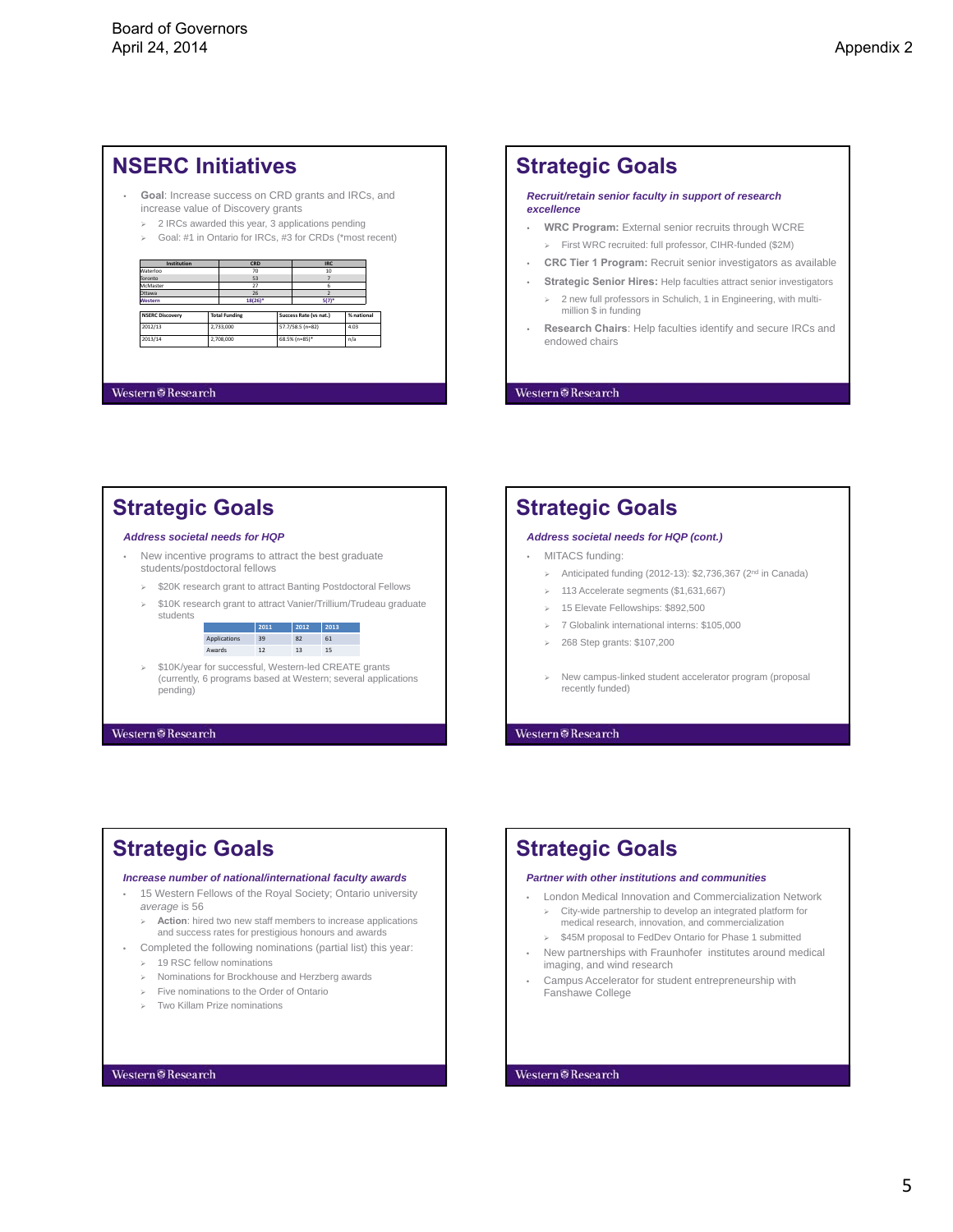Board of Governors
April 24, 2014

Appendix 2

## NSERC Initiatives

- **Goal**: Increase success on CRD grants and IRCs, and increase value of Discovery grants
  - 2 IRCs awarded this year, 3 applications pending
  - Goal: #1 in Ontario for IRCs, #3 for CRDs (*most recent)

| Institution | CRD | IRC |
|---|---|---|
| Waterloo | 70 | 10 |
| Toronto | 53 | 7 |
| McMaster | 27 | 6 |
| Ottawa | 26 | 2 |
| Western | 18(26)* | 5(7)* |

| NSERC Discovery | Total Funding | Success Rate (vs nat.) | % national |
|---|---|---|---|
| 2012/13 | 2,733,000 | 57.7/58.5 (n=82) | 4.03 |
| 2013/14 | 2,708,000 | 68.5% (n=85)* | n/a |

Western Research

## Strategic Goals

***Recruit/retain senior faculty in support of research excellence***

- **WRC Program:** External senior recruits through WCRE
  - First WRC recruited: full professor, CIHR-funded ($2M)
- **CRC Tier 1 Program:** Recruit senior investigators as available
- **Strategic Senior Hires:** Help faculties attract senior investigators
  - 2 new full professors in Schulich, 1 in Engineering, with multi-million $ in funding
- **Research Chairs**: Help faculties identify and secure IRCs and endowed chairs

Western Research

## Strategic Goals

***Address societal needs for HQP***

- New incentive programs to attract the best graduate students/postdoctoral fellows
  - $20K research grant to attract Banting Postdoctoral Fellows
  - $10K research grant to attract Vanier/Trillium/Trudeau graduate students

|  | 2011 | 2012 | 2013 |
|---|---|---|---|
| Applications | 39 | 82 | 61 |
| Awards | 12 | 13 | 15 |

  - $10K/year for successful, Western-led CREATE grants (currently, 6 programs based at Western; several applications pending)

Western Research

## Strategic Goals

***Address societal needs for HQP (cont.)***

- MITACS funding:
  - Anticipated funding (2012-13): $2,736,367 (2nd in Canada)
  - 113 Accelerate segments ($1,631,667)
  - 15 Elevate Fellowships: $892,500
  - 7 Globalink international interns: $105,000
  - 268 Step grants: $107,200

  - New campus-linked student accelerator program (proposal recently funded)

Western Research

## Strategic Goals

***Increase number of national/international faculty awards***

- 15 Western Fellows of the Royal Society; Ontario university *average* is 56
  - **Action**: hired two new staff members to increase applications and success rates for prestigious honours and awards
- Completed the following nominations (partial list) this year:
  - 19 RSC fellow nominations
  - Nominations for Brockhouse and Herzberg awards
  - Five nominations to the Order of Ontario
  - Two Killam Prize nominations

Western Research

## Strategic Goals

***Partner with other institutions and communities***

- London Medical Innovation and Commercialization Network
  - City-wide partnership to develop an integrated platform for medical research, innovation, and commercialization
  - $45M proposal to FedDev Ontario for Phase 1 submitted
- New partnerships with Fraunhofer institutes around medical imaging, and wind research
- Campus Accelerator for student entrepreneurship with Fanshawe College

Western Research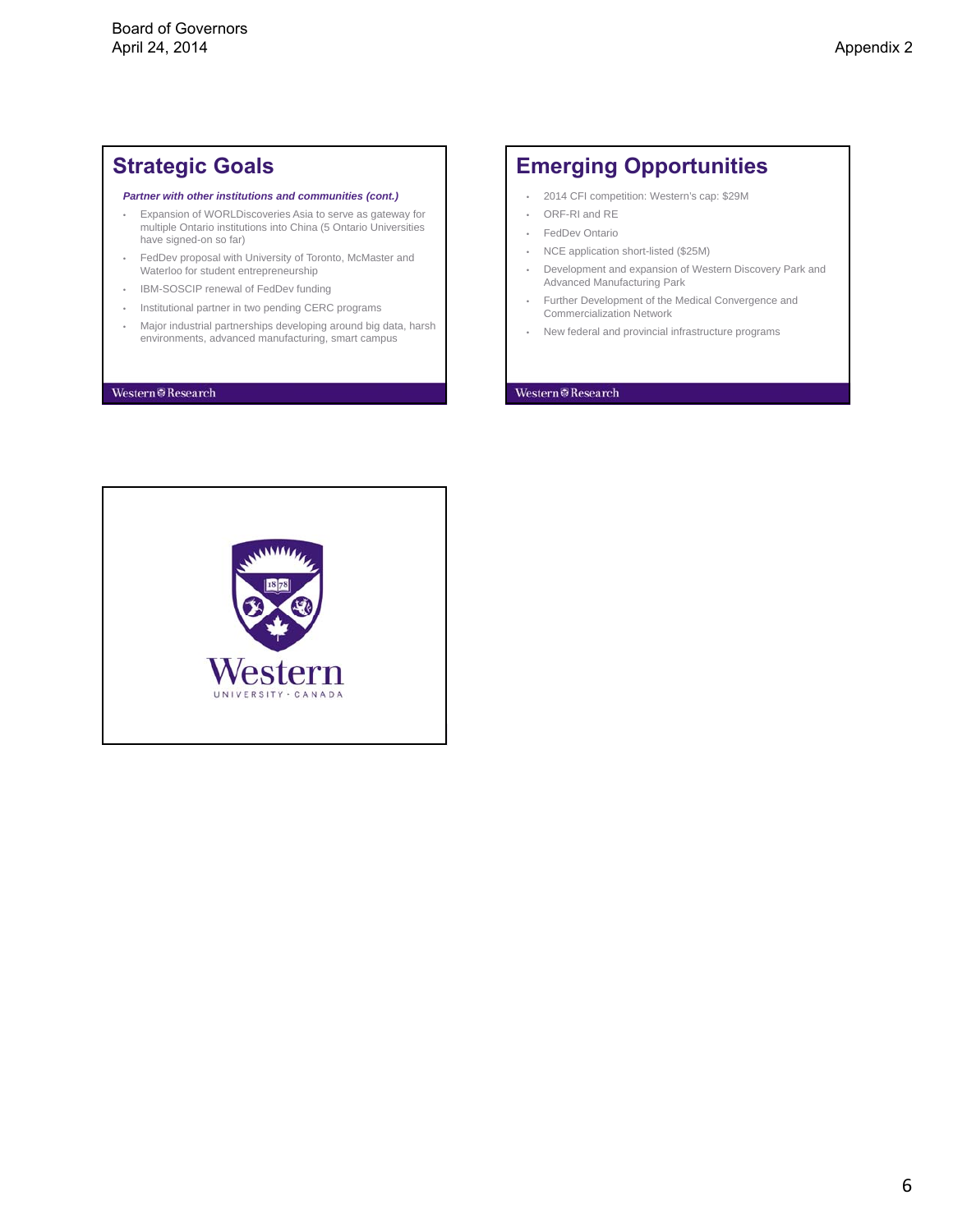## Strategic Goals

***Partner with other institutions and communities (cont.)***

- Expansion of WORLDiscoveries Asia to serve as gateway for multiple Ontario institutions into China (5 Ontario Universities have signed-on so far)
- FedDev proposal with University of Toronto, McMaster and Waterloo for student entrepreneurship
- IBM-SOSCIP renewal of FedDev funding
- Institutional partner in two pending CERC programs
- Major industrial partnerships developing around big data, harsh environments, advanced manufacturing, smart campus

Western Research

## Emerging Opportunities

- 2014 CFI competition: Western's cap: $29M
- ORF-RI and RE
- FedDev Ontario
- NCE application short-listed ($25M)
- Development and expansion of Western Discovery Park and Advanced Manufacturing Park
- Further Development of the Medical Convergence and Commercialization Network
- New federal and provincial infrastructure programs

Western Research

Western
UNIVERSITY · CANADA